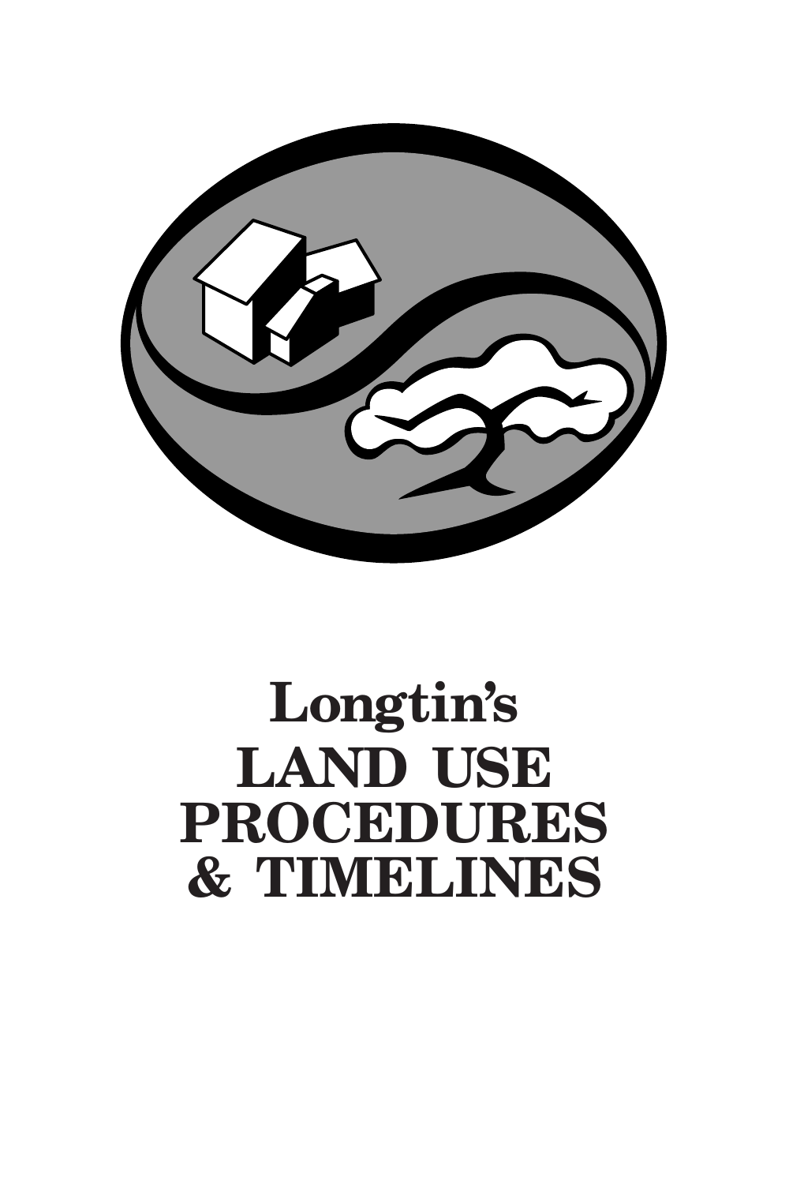# Longtin's

# LAND USE PROCEDURES & TIMELINES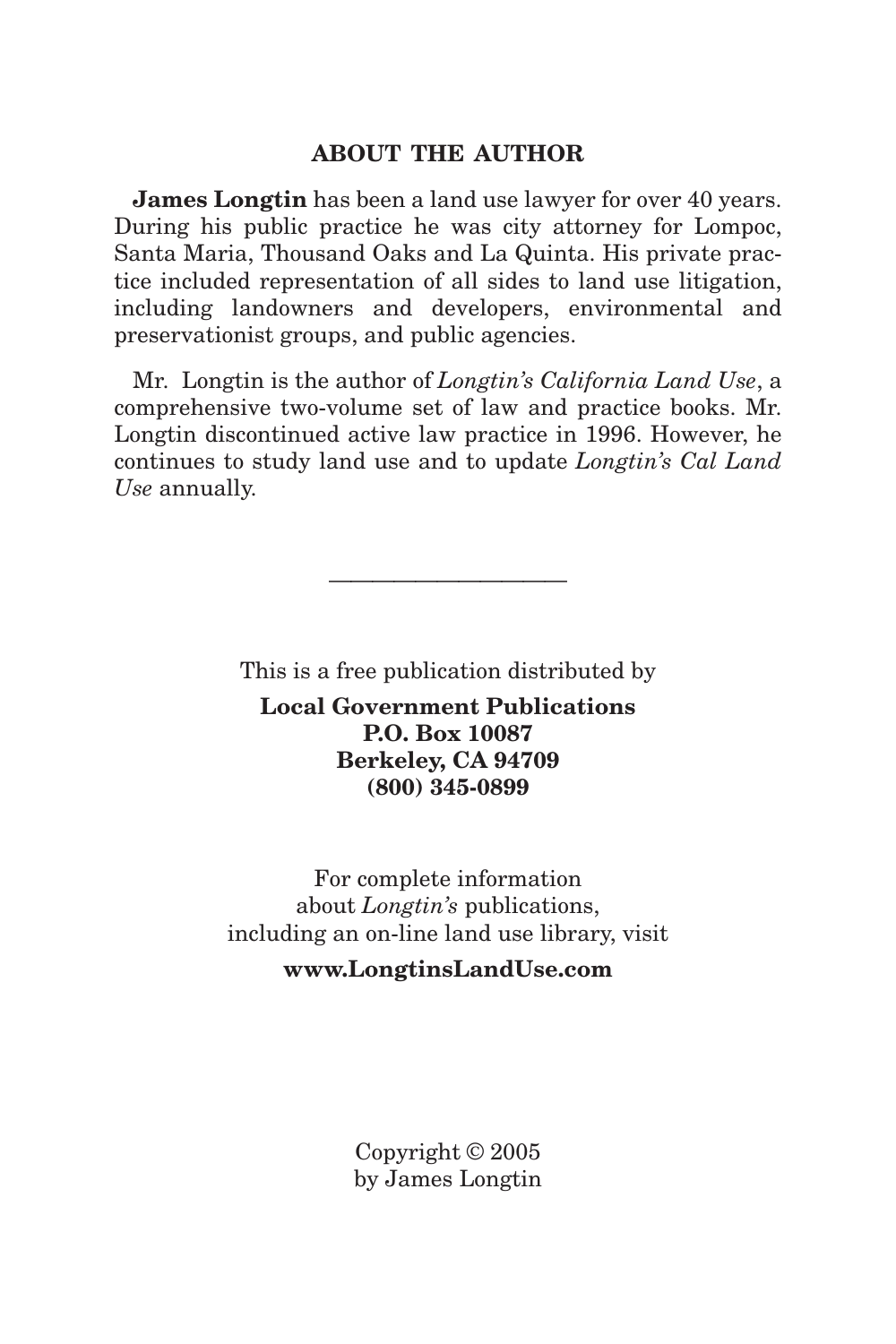## ABOUT THE AUTHOR

**James Longtin** has been a land use lawyer for over 40 years. During his public practice he was city attorney for Lompoc, Santa Maria, Thousand Oaks and La Quinta. His private practice included representation of all sides to land use litigation, including landowners and developers, environmental and preservationist groups, and public agencies.

Mr. Longtin is the author of *Longtin's California Land Use*, a comprehensive two-volume set of law and practice books. Mr. Longtin discontinued active law practice in 1996. However, he continues to study land use and to update *Longtin's Cal Land Use* annually.

---

This is a free publication distributed by

**Local Government Publications**
**P.O. Box 10087**
**Berkeley, CA 94709**
**(800) 345-0899**

For complete information about *Longtin's* publications, including an on-line land use library, visit

**www.LongtinsLandUse.com**

Copyright © 2005
by James Longtin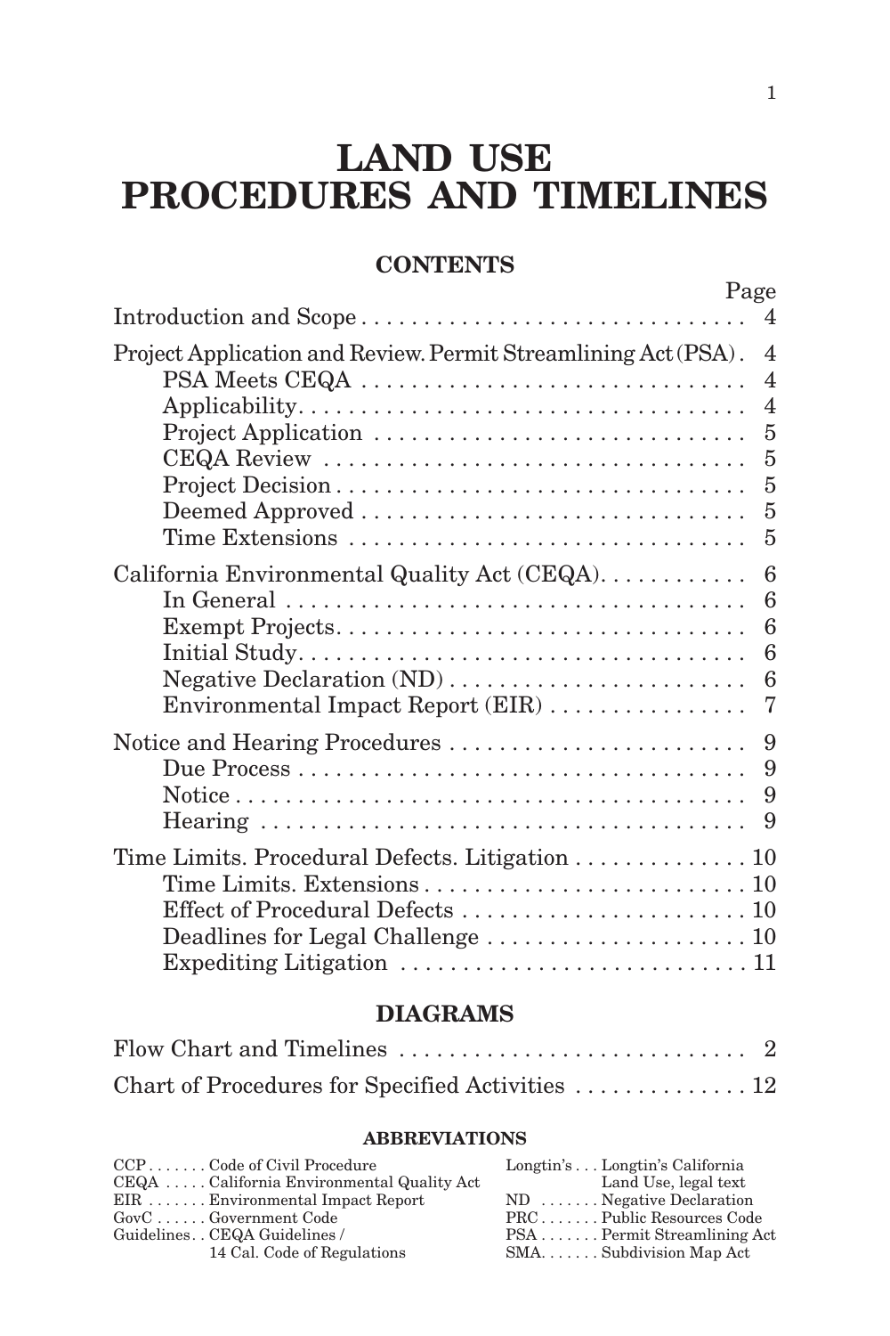# LAND USE PROCEDURES AND TIMELINES

## CONTENTS

| | Page |
|---|---|
| Introduction and Scope | 4 |
| Project Application and Review. Permit Streamlining Act (PSA) | 4 |
| PSA Meets CEQA | 4 |
| Applicability | 4 |
| Project Application | 5 |
| CEQA Review | 5 |
| Project Decision | 5 |
| Deemed Approved | 5 |
| Time Extensions | 5 |
| California Environmental Quality Act (CEQA) | 6 |
| In General | 6 |
| Exempt Projects | 6 |
| Initial Study | 6 |
| Negative Declaration (ND) | 6 |
| Environmental Impact Report (EIR) | 7 |
| Notice and Hearing Procedures | 9 |
| Due Process | 9 |
| Notice | 9 |
| Hearing | 9 |
| Time Limits. Procedural Defects. Litigation | 10 |
| Time Limits. Extensions | 10 |
| Effect of Procedural Defects | 10 |
| Deadlines for Legal Challenge | 10 |
| Expediting Litigation | 11 |

## DIAGRAMS

| | |
|---|---|
| Flow Chart and Timelines | 2 |
| Chart of Procedures for Specified Activities | 12 |

### ABBREVIATIONS

| | |
|---|---|
| CCP | Code of Civil Procedure |
| CEQA | California Environmental Quality Act |
| EIR | Environmental Impact Report |
| GovC | Government Code |
| Guidelines | CEQA Guidelines / 14 Cal. Code of Regulations |
| Longtin's | Longtin's California Land Use, legal text |
| ND | Negative Declaration |
| PRC | Public Resources Code |
| PSA | Permit Streamlining Act |
| SMA | Subdivision Map Act |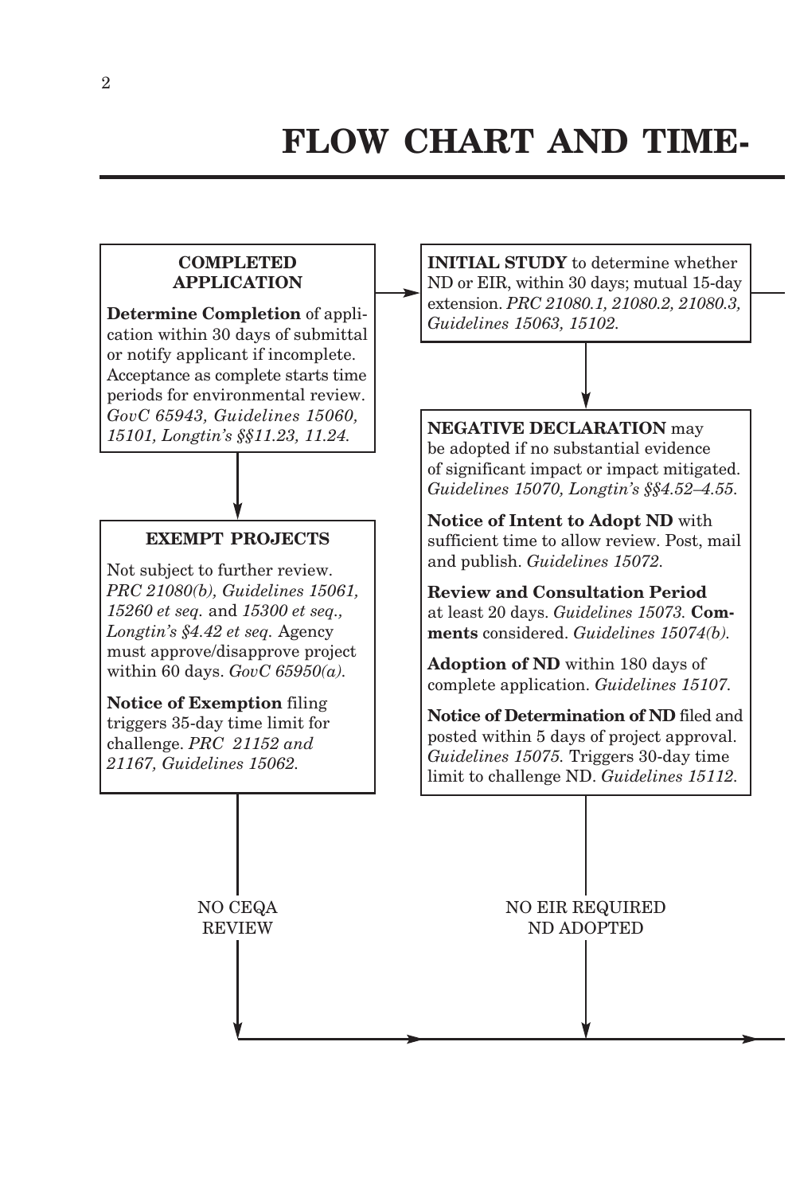# FLOW CHART AND TIME-

**COMPLETED APPLICATION**

**Determine Completion** of application within 30 days of submittal or notify applicant if incomplete. Acceptance as complete starts time periods for environmental review. *GovC 65943, Guidelines 15060, 15101, Longtin's §§11.23, 11.24.*

**EXEMPT PROJECTS**

Not subject to further review. *PRC 21080(b), Guidelines 15061, 15260 et seq.* and *15300 et seq., Longtin's §4.42 et seq.* Agency must approve/disapprove project within 60 days. *GovC 65950(a).*

**Notice of Exemption** filing triggers 35-day time limit for challenge. *PRC 21152 and 21167, Guidelines 15062.*

NO CEQA REVIEW

**INITIAL STUDY** to determine whether ND or EIR, within 30 days; mutual 15-day extension. *PRC 21080.1, 21080.2, 21080.3, Guidelines 15063, 15102.*

**NEGATIVE DECLARATION** may be adopted if no substantial evidence of significant impact or impact mitigated. *Guidelines 15070, Longtin's §§4.52–4.55.*

**Notice of Intent to Adopt ND** with sufficient time to allow review. Post, mail and publish. *Guidelines 15072.*

**Review and Consultation Period** at least 20 days. *Guidelines 15073.* **Comments** considered. *Guidelines 15074(b).*

**Adoption of ND** within 180 days of complete application. *Guidelines 15107.*

**Notice of Determination of ND** filed and posted within 5 days of project approval. *Guidelines 15075.* Triggers 30-day time limit to challenge ND. *Guidelines 15112.*

NO EIR REQUIRED ND ADOPTED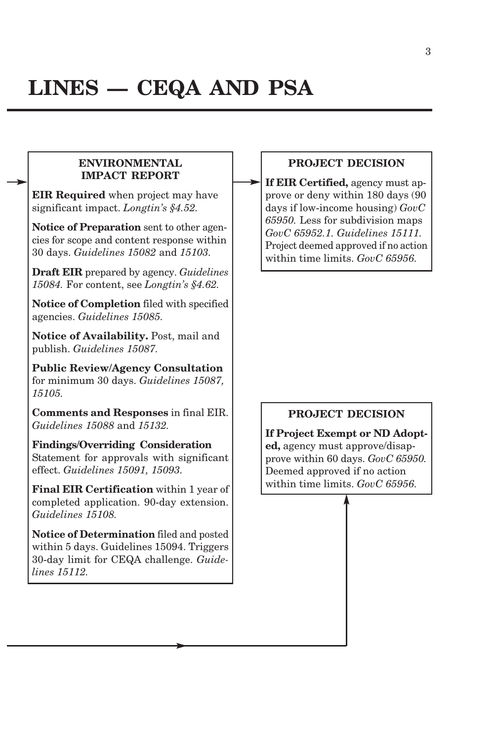# LINES — CEQA AND PSA

### ENVIRONMENTAL IMPACT REPORT

**EIR Required** when project may have significant impact. *Longtin's §4.52.*

**Notice of Preparation** sent to other agencies for scope and content response within 30 days. *Guidelines 15082* and *15103.*

**Draft EIR** prepared by agency. *Guidelines 15084.* For content, see *Longtin's §4.62.*

**Notice of Completion** filed with specified agencies. *Guidelines 15085.*

**Notice of Availability.** Post, mail and publish. *Guidelines 15087.*

**Public Review/Agency Consultation** for minimum 30 days. *Guidelines 15087, 15105.*

**Comments and Responses** in final EIR. *Guidelines 15088* and *15132.*

**Findings/Overriding Consideration** Statement for approvals with significant effect. *Guidelines 15091, 15093.*

**Final EIR Certification** within 1 year of completed application. 90-day extension. *Guidelines 15108.*

**Notice of Determination** filed and posted within 5 days. Guidelines 15094. Triggers 30-day limit for CEQA challenge. *Guidelines 15112.*

### PROJECT DECISION

**If EIR Certified,** agency must approve or deny within 180 days (90 days if low-income housing) *GovC 65950.* Less for subdivision maps *GovC 65952.1. Guidelines 15111.* Project deemed approved if no action within time limits. *GovC 65956.*

### PROJECT DECISION

**If Project Exempt or ND Adopted,** agency must approve/disapprove within 60 days. *GovC 65950.* Deemed approved if no action within time limits. *GovC 65956.*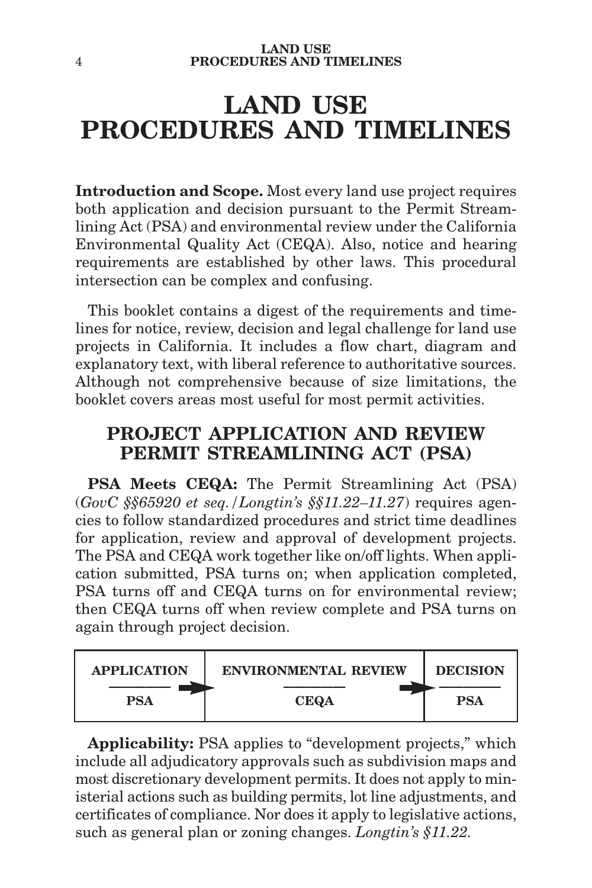# LAND USE PROCEDURES AND TIMELINES

**Introduction and Scope.** Most every land use project requires both application and decision pursuant to the Permit Streamlining Act (PSA) and environmental review under the California Environmental Quality Act (CEQA). Also, notice and hearing requirements are established by other laws. This procedural intersection can be complex and confusing.

This booklet contains a digest of the requirements and timelines for notice, review, decision and legal challenge for land use projects in California. It includes a flow chart, diagram and explanatory text, with liberal reference to authoritative sources. Although not comprehensive because of size limitations, the booklet covers areas most useful for most permit activities.

## PROJECT APPLICATION AND REVIEW PERMIT STREAMLINING ACT (PSA)

**PSA Meets CEQA:** The Permit Streamlining Act (PSA) (*GovC §§65920 et seq.*/*Longtin's §§11.22–11.27*) requires agencies to follow standardized procedures and strict time deadlines for application, review and approval of development projects. The PSA and CEQA work together like on/off lights. When application submitted, PSA turns on; when application completed, PSA turns off and CEQA turns on for environmental review; then CEQA turns off when review complete and PSA turns on again through project decision.

| APPLICATION | ENVIRONMENTAL REVIEW | DECISION |
|---|---|---|
| PSA | CEQA | PSA |

**Applicability:** PSA applies to "development projects," which include all adjudicatory approvals such as subdivision maps and most discretionary development permits. It does not apply to ministerial actions such as building permits, lot line adjustments, and certificates of compliance. Nor does it apply to legislative actions, such as general plan or zoning changes. *Longtin's §11.22.*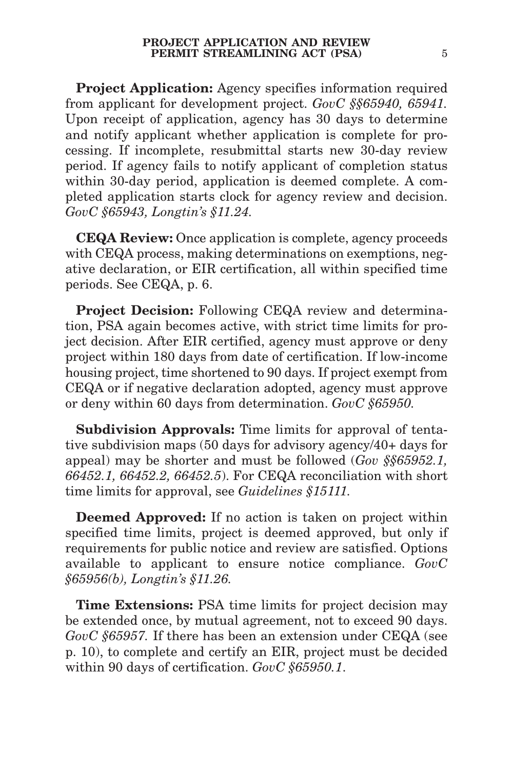**Project Application:** Agency specifies information required from applicant for development project. *GovC §§65940, 65941.* Upon receipt of application, agency has 30 days to determine and notify applicant whether application is complete for processing. If incomplete, resubmittal starts new 30-day review period. If agency fails to notify applicant of completion status within 30-day period, application is deemed complete. A completed application starts clock for agency review and decision. *GovC §65943, Longtin's §11.24.*

**CEQA Review:** Once application is complete, agency proceeds with CEQA process, making determinations on exemptions, negative declaration, or EIR certification, all within specified time periods. See CEQA, p. 6.

**Project Decision:** Following CEQA review and determination, PSA again becomes active, with strict time limits for project decision. After EIR certified, agency must approve or deny project within 180 days from date of certification. If low-income housing project, time shortened to 90 days. If project exempt from CEQA or if negative declaration adopted, agency must approve or deny within 60 days from determination. *GovC §65950.*

**Subdivision Approvals:** Time limits for approval of tentative subdivision maps (50 days for advisory agency/40+ days for appeal) may be shorter and must be followed (*Gov §§65952.1, 66452.1, 66452.2, 66452.5*). For CEQA reconciliation with short time limits for approval, see *Guidelines §15111.*

**Deemed Approved:** If no action is taken on project within specified time limits, project is deemed approved, but only if requirements for public notice and review are satisfied. Options available to applicant to ensure notice compliance. *GovC §65956(b), Longtin's §11.26.*

**Time Extensions:** PSA time limits for project decision may be extended once, by mutual agreement, not to exceed 90 days. *GovC §65957.* If there has been an extension under CEQA (see p. 10), to complete and certify an EIR, project must be decided within 90 days of certification. *GovC §65950.1.*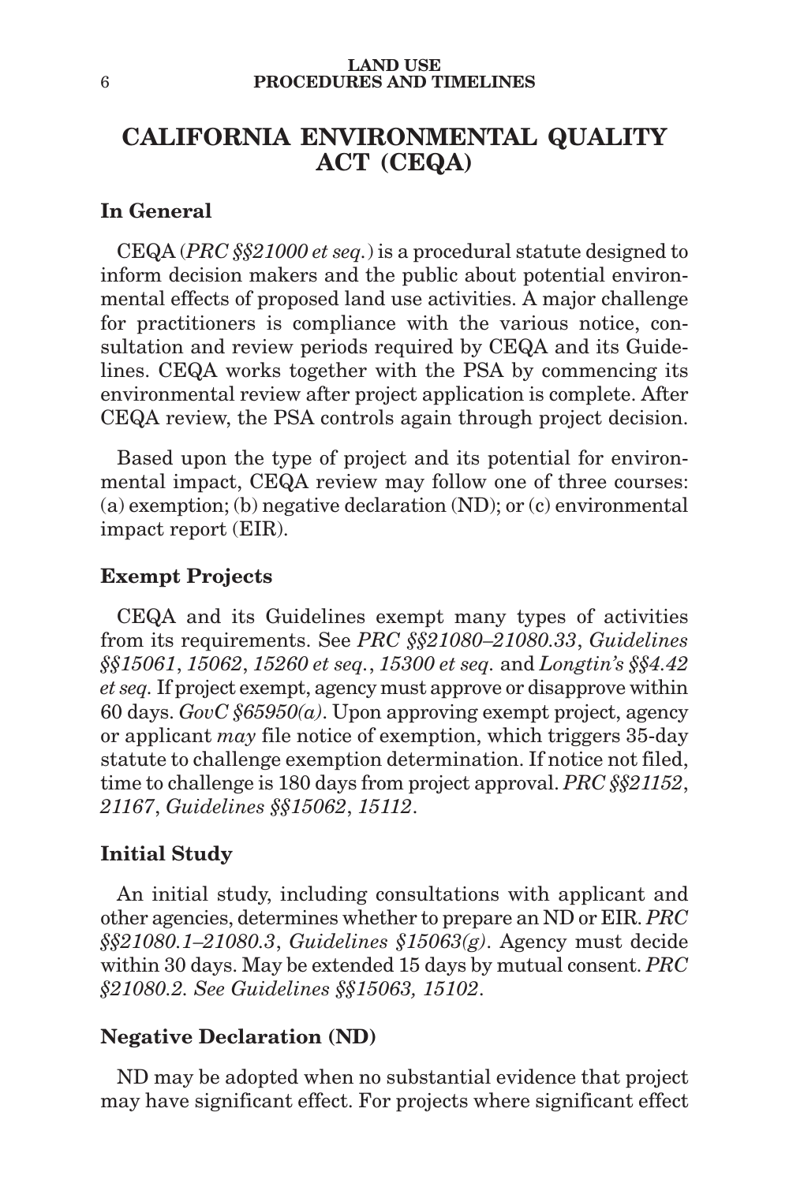# CALIFORNIA ENVIRONMENTAL QUALITY ACT (CEQA)

### In General

CEQA (*PRC §§21000 et seq.*) is a procedural statute designed to inform decision makers and the public about potential environmental effects of proposed land use activities. A major challenge for practitioners is compliance with the various notice, consultation and review periods required by CEQA and its Guidelines. CEQA works together with the PSA by commencing its environmental review after project application is complete. After CEQA review, the PSA controls again through project decision.

Based upon the type of project and its potential for environmental impact, CEQA review may follow one of three courses: (a) exemption; (b) negative declaration (ND); or (c) environmental impact report (EIR).

### Exempt Projects

CEQA and its Guidelines exempt many types of activities from its requirements. See *PRC §§21080–21080.33*, *Guidelines §§15061*, *15062*, *15260 et seq.*, *15300 et seq.* and *Longtin's §§4.42 et seq.* If project exempt, agency must approve or disapprove within 60 days. *GovC §65950(a)*. Upon approving exempt project, agency or applicant *may* file notice of exemption, which triggers 35-day statute to challenge exemption determination. If notice not filed, time to challenge is 180 days from project approval. *PRC §§21152*, *21167*, *Guidelines §§15062*, *15112*.

### Initial Study

An initial study, including consultations with applicant and other agencies, determines whether to prepare an ND or EIR. *PRC §§21080.1–21080.3*, *Guidelines §15063(g)*. Agency must decide within 30 days. May be extended 15 days by mutual consent. *PRC §21080.2. See Guidelines §§15063, 15102*.

### Negative Declaration (ND)

ND may be adopted when no substantial evidence that project may have significant effect. For projects where significant effect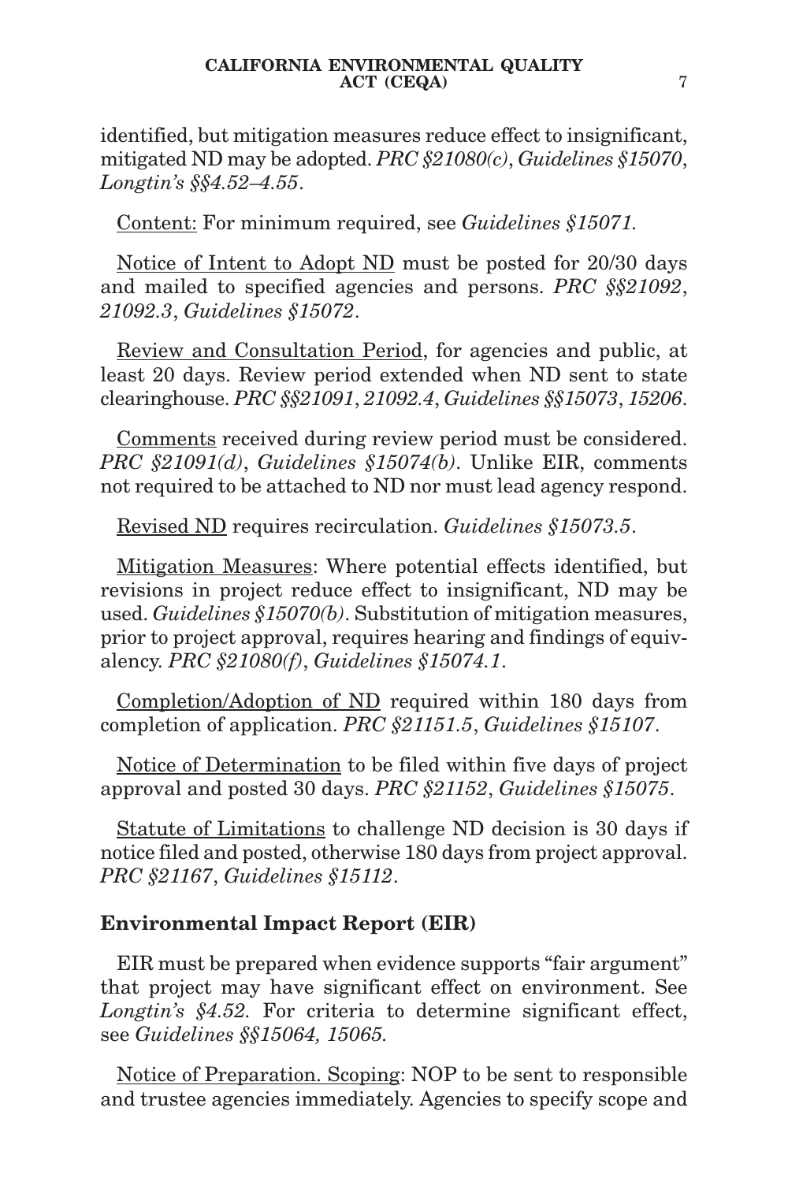identified, but mitigation measures reduce effect to insignificant, mitigated ND may be adopted. *PRC §21080(c)*, *Guidelines §15070*, *Longtin's §§4.52–4.55*.

<u>Content:</u> For minimum required, see *Guidelines §15071.*

<u>Notice of Intent to Adopt ND</u> must be posted for 20/30 days and mailed to specified agencies and persons. *PRC §§21092*, *21092.3*, *Guidelines §15072*.

<u>Review and Consultation Period</u>, for agencies and public, at least 20 days. Review period extended when ND sent to state clearinghouse. *PRC §§21091*, *21092.4*, *Guidelines §§15073*, *15206*.

<u>Comments</u> received during review period must be considered. *PRC §21091(d)*, *Guidelines §15074(b)*. Unlike EIR, comments not required to be attached to ND nor must lead agency respond.

<u>Revised ND</u> requires recirculation. *Guidelines §15073.5*.

<u>Mitigation Measures</u>: Where potential effects identified, but revisions in project reduce effect to insignificant, ND may be used. *Guidelines §15070(b)*. Substitution of mitigation measures, prior to project approval, requires hearing and findings of equivalency. *PRC §21080(f)*, *Guidelines §15074.1*.

<u>Completion/Adoption of ND</u> required within 180 days from completion of application. *PRC §21151.5*, *Guidelines §15107*.

<u>Notice of Determination</u> to be filed within five days of project approval and posted 30 days. *PRC §21152*, *Guidelines §15075*.

<u>Statute of Limitations</u> to challenge ND decision is 30 days if notice filed and posted, otherwise 180 days from project approval. *PRC §21167*, *Guidelines §15112*.

### Environmental Impact Report (EIR)

EIR must be prepared when evidence supports "fair argument" that project may have significant effect on environment. See *Longtin's §4.52.* For criteria to determine significant effect, see *Guidelines §§15064, 15065.*

<u>Notice of Preparation. Scoping</u>: NOP to be sent to responsible and trustee agencies immediately. Agencies to specify scope and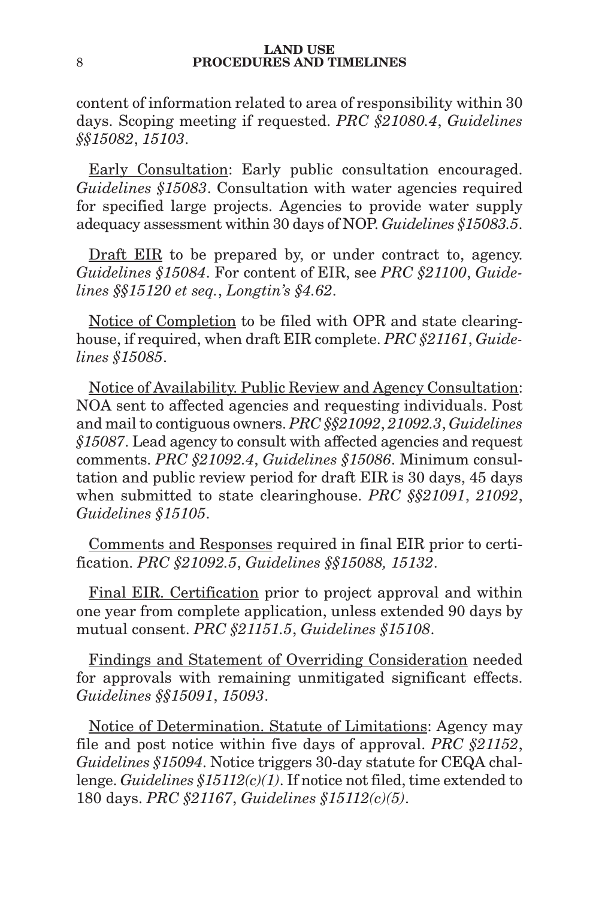content of information related to area of responsibility within 30 days. Scoping meeting if requested. *PRC §21080.4*, *Guidelines §§15082*, *15103*.

<u>Early Consultation</u>: Early public consultation encouraged. *Guidelines §15083*. Consultation with water agencies required for specified large projects. Agencies to provide water supply adequacy assessment within 30 days of NOP. *Guidelines §15083.5*.

<u>Draft EIR</u> to be prepared by, or under contract to, agency. *Guidelines §15084*. For content of EIR, see *PRC §21100*, *Guidelines §§15120 et seq.*, *Longtin's §4.62*.

<u>Notice of Completion</u> to be filed with OPR and state clearinghouse, if required, when draft EIR complete. *PRC §21161*, *Guidelines §15085*.

<u>Notice of Availability. Public Review and Agency Consultation</u>: NOA sent to affected agencies and requesting individuals. Post and mail to contiguous owners. *PRC §§21092*, *21092.3*, *Guidelines §15087*. Lead agency to consult with affected agencies and request comments. *PRC §21092.4*, *Guidelines §15086*. Minimum consultation and public review period for draft EIR is 30 days, 45 days when submitted to state clearinghouse. *PRC §§21091*, *21092*, *Guidelines §15105*.

<u>Comments and Responses</u> required in final EIR prior to certification. *PRC §21092.5*, *Guidelines §§15088, 15132*.

<u>Final EIR. Certification</u> prior to project approval and within one year from complete application, unless extended 90 days by mutual consent. *PRC §21151.5*, *Guidelines §15108*.

<u>Findings and Statement of Overriding Consideration</u> needed for approvals with remaining unmitigated significant effects. *Guidelines §§15091*, *15093*.

<u>Notice of Determination. Statute of Limitations</u>: Agency may file and post notice within five days of approval. *PRC §21152*, *Guidelines §15094*. Notice triggers 30-day statute for CEQA challenge. *Guidelines §15112(c)(1)*. If notice not filed, time extended to 180 days. *PRC §21167*, *Guidelines §15112(c)(5)*.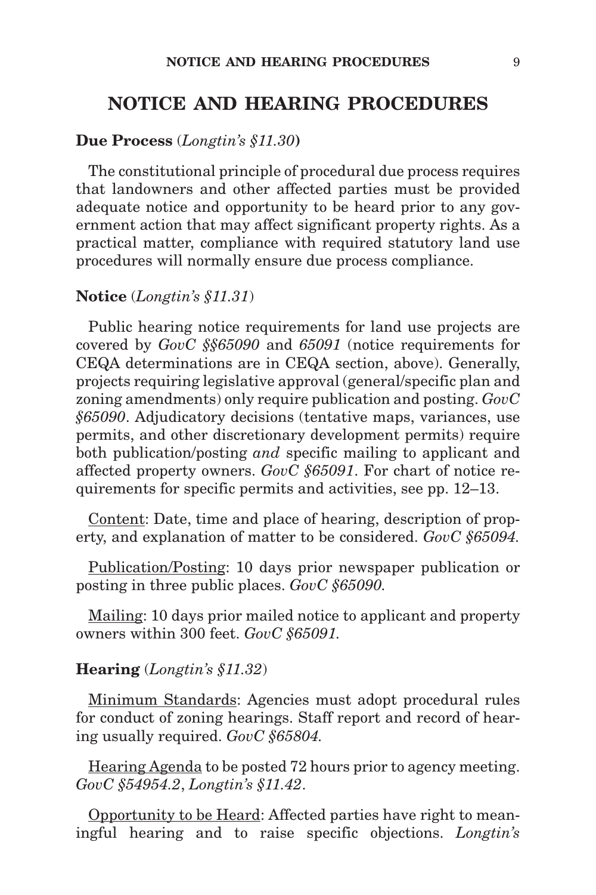# NOTICE AND HEARING PROCEDURES

**Due Process** (*Longtin's §11.30*)

The constitutional principle of procedural due process requires that landowners and other affected parties must be provided adequate notice and opportunity to be heard prior to any government action that may affect significant property rights. As a practical matter, compliance with required statutory land use procedures will normally ensure due process compliance.

**Notice** (*Longtin's §11.31*)

Public hearing notice requirements for land use projects are covered by *GovC §§65090* and *65091* (notice requirements for CEQA determinations are in CEQA section, above). Generally, projects requiring legislative approval (general/specific plan and zoning amendments) only require publication and posting. *GovC §65090*. Adjudicatory decisions (tentative maps, variances, use permits, and other discretionary development permits) require both publication/posting *and* specific mailing to applicant and affected property owners. *GovC §65091*. For chart of notice requirements for specific permits and activities, see pp. 12–13.

<u>Content</u>: Date, time and place of hearing, description of property, and explanation of matter to be considered. *GovC §65094*.

<u>Publication/Posting</u>: 10 days prior newspaper publication or posting in three public places. *GovC §65090*.

<u>Mailing</u>: 10 days prior mailed notice to applicant and property owners within 300 feet. *GovC §65091*.

**Hearing** (*Longtin's §11.32*)

<u>Minimum Standards</u>: Agencies must adopt procedural rules for conduct of zoning hearings. Staff report and record of hearing usually required. *GovC §65804*.

<u>Hearing Agenda</u> to be posted 72 hours prior to agency meeting. *GovC §54954.2*, *Longtin's §11.42*.

<u>Opportunity to be Heard</u>: Affected parties have right to meaningful hearing and to raise specific objections. *Longtin's*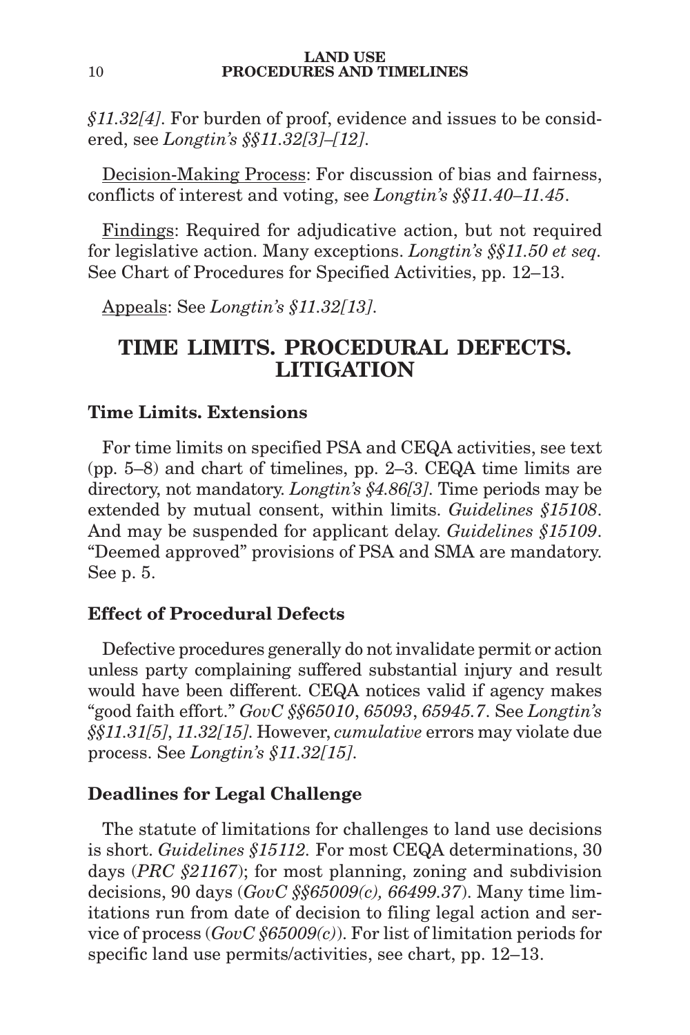*§11.32[4]*. For burden of proof, evidence and issues to be considered, see *Longtin's §§11.32[3]–[12]*.

Decision-Making Process: For discussion of bias and fairness, conflicts of interest and voting, see *Longtin's §§11.40–11.45*.

Findings: Required for adjudicative action, but not required for legislative action. Many exceptions. *Longtin's §§11.50 et seq*. See Chart of Procedures for Specified Activities, pp. 12–13.

Appeals: See *Longtin's §11.32[13]*.

## TIME LIMITS. PROCEDURAL DEFECTS. LITIGATION

### Time Limits. Extensions

For time limits on specified PSA and CEQA activities, see text (pp. 5–8) and chart of timelines, pp. 2–3. CEQA time limits are directory, not mandatory. *Longtin's §4.86[3]*. Time periods may be extended by mutual consent, within limits. *Guidelines §15108*. And may be suspended for applicant delay. *Guidelines §15109*. "Deemed approved" provisions of PSA and SMA are mandatory. See p. 5.

### Effect of Procedural Defects

Defective procedures generally do not invalidate permit or action unless party complaining suffered substantial injury and result would have been different. CEQA notices valid if agency makes "good faith effort." *GovC §§65010*, *65093*, *65945.7*. See *Longtin's §§11.31[5]*, *11.32[15]*. However, *cumulative* errors may violate due process. See *Longtin's §11.32[15]*.

### Deadlines for Legal Challenge

The statute of limitations for challenges to land use decisions is short. *Guidelines §15112*. For most CEQA determinations, 30 days (*PRC §21167*); for most planning, zoning and subdivision decisions, 90 days (*GovC §§65009(c), 66499.37*). Many time limitations run from date of decision to filing legal action and service of process (*GovC §65009(c)*). For list of limitation periods for specific land use permits/activities, see chart, pp. 12–13.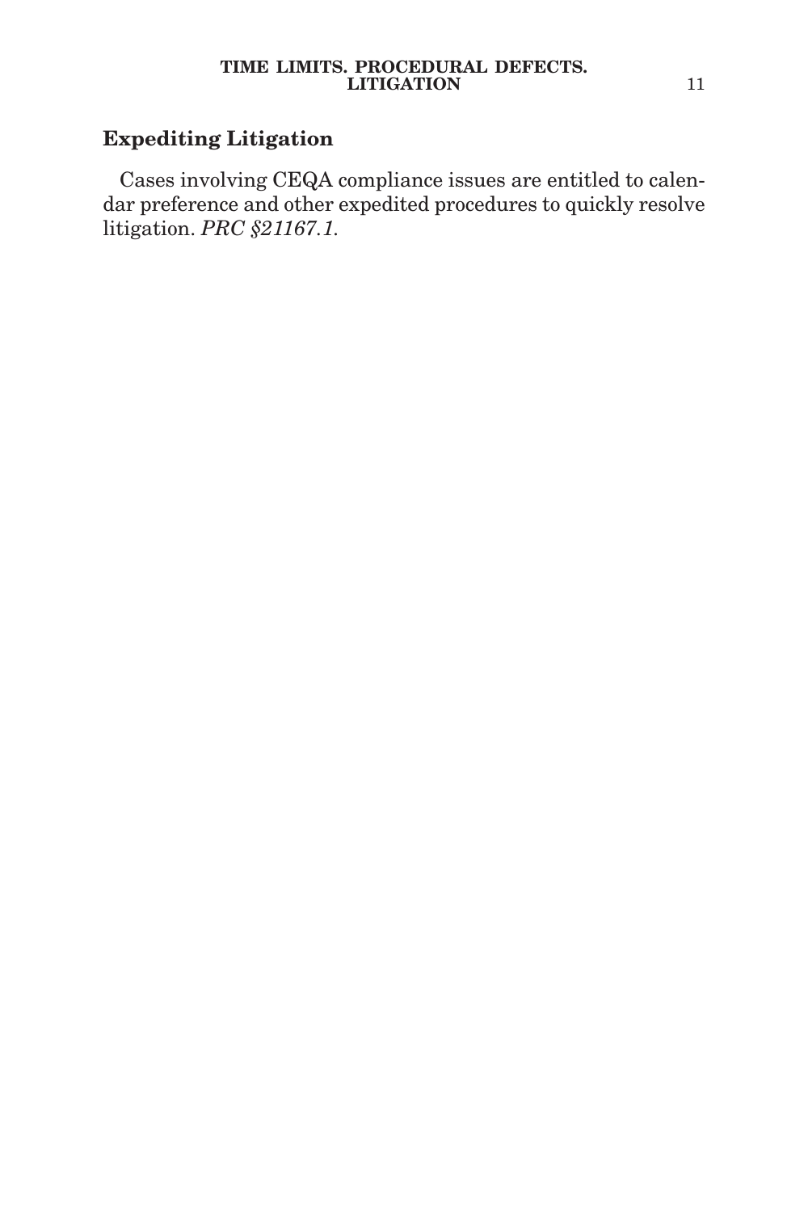## Expediting Litigation

Cases involving CEQA compliance issues are entitled to calendar preference and other expedited procedures to quickly resolve litigation. *PRC §21167.1.*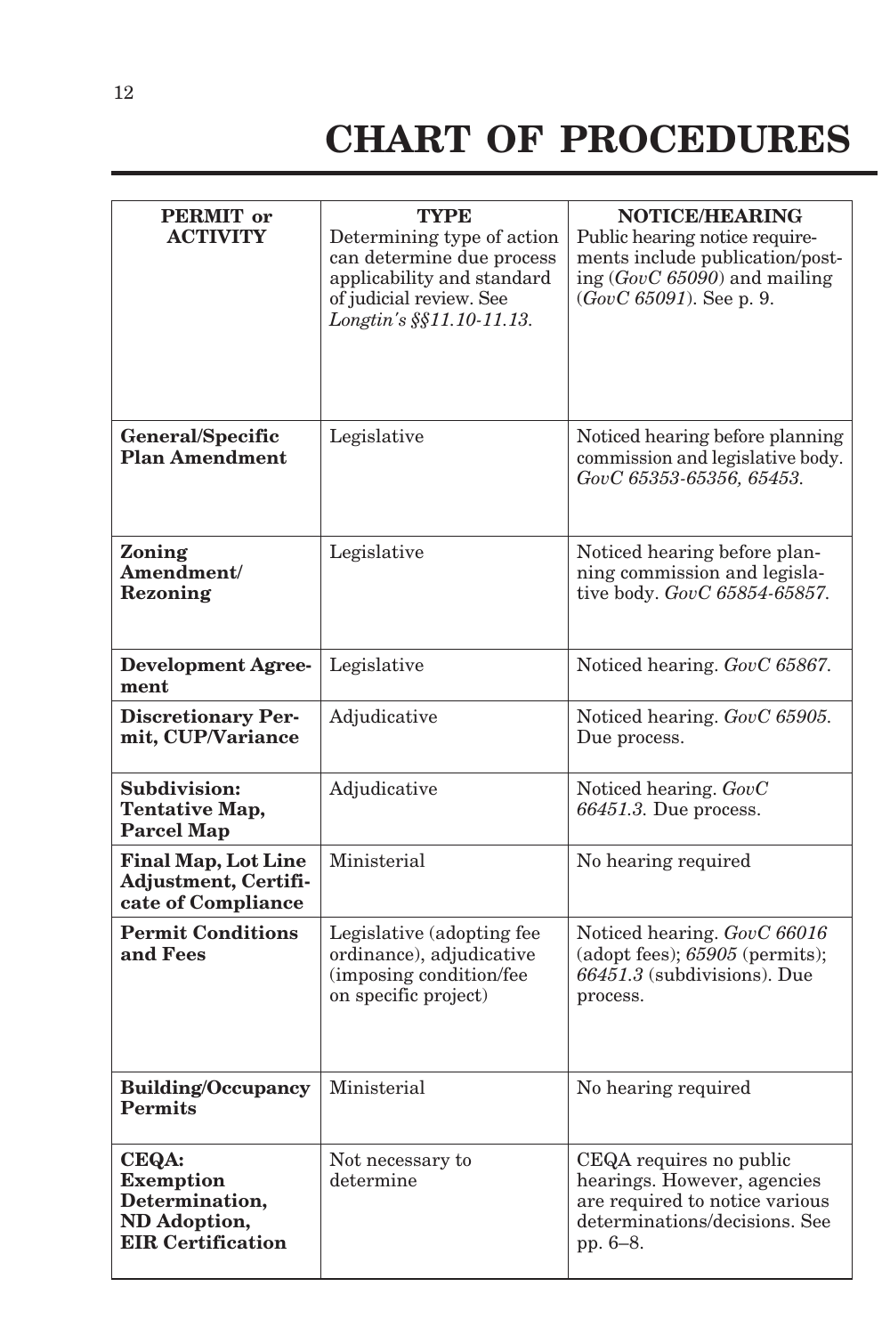# CHART OF PROCEDURES

| **PERMIT or ACTIVITY** | **TYPE** Determining type of action can determine due process applicability and standard of judicial review. See *Longtin's §§11.10-11.13.* | **NOTICE/HEARING** Public hearing notice requirements include publication/posting (*GovC 65090*) and mailing (*GovC 65091*). See p. 9. |
|---|---|---|
| **General/Specific Plan Amendment** | Legislative | Noticed hearing before planning commission and legislative body. *GovC 65353-65356, 65453.* |
| **Zoning Amendment/ Rezoning** | Legislative | Noticed hearing before planning commission and legislative body. *GovC 65854-65857.* |
| **Development Agreement** | Legislative | Noticed hearing. *GovC 65867.* |
| **Discretionary Permit, CUP/Variance** | Adjudicative | Noticed hearing. *GovC 65905.* Due process. |
| **Subdivision: Tentative Map, Parcel Map** | Adjudicative | Noticed hearing. *GovC 66451.3.* Due process. |
| **Final Map, Lot Line Adjustment, Certificate of Compliance** | Ministerial | No hearing required |
| **Permit Conditions and Fees** | Legislative (adopting fee ordinance), adjudicative (imposing condition/fee on specific project) | Noticed hearing. *GovC 66016* (adopt fees); *65905* (permits); *66451.3* (subdivisions). Due process. |
| **Building/Occupancy Permits** | Ministerial | No hearing required |
| **CEQA: Exemption Determination, ND Adoption, EIR Certification** | Not necessary to determine | CEQA requires no public hearings. However, agencies are required to notice various determinations/decisions. See pp. 6–8. |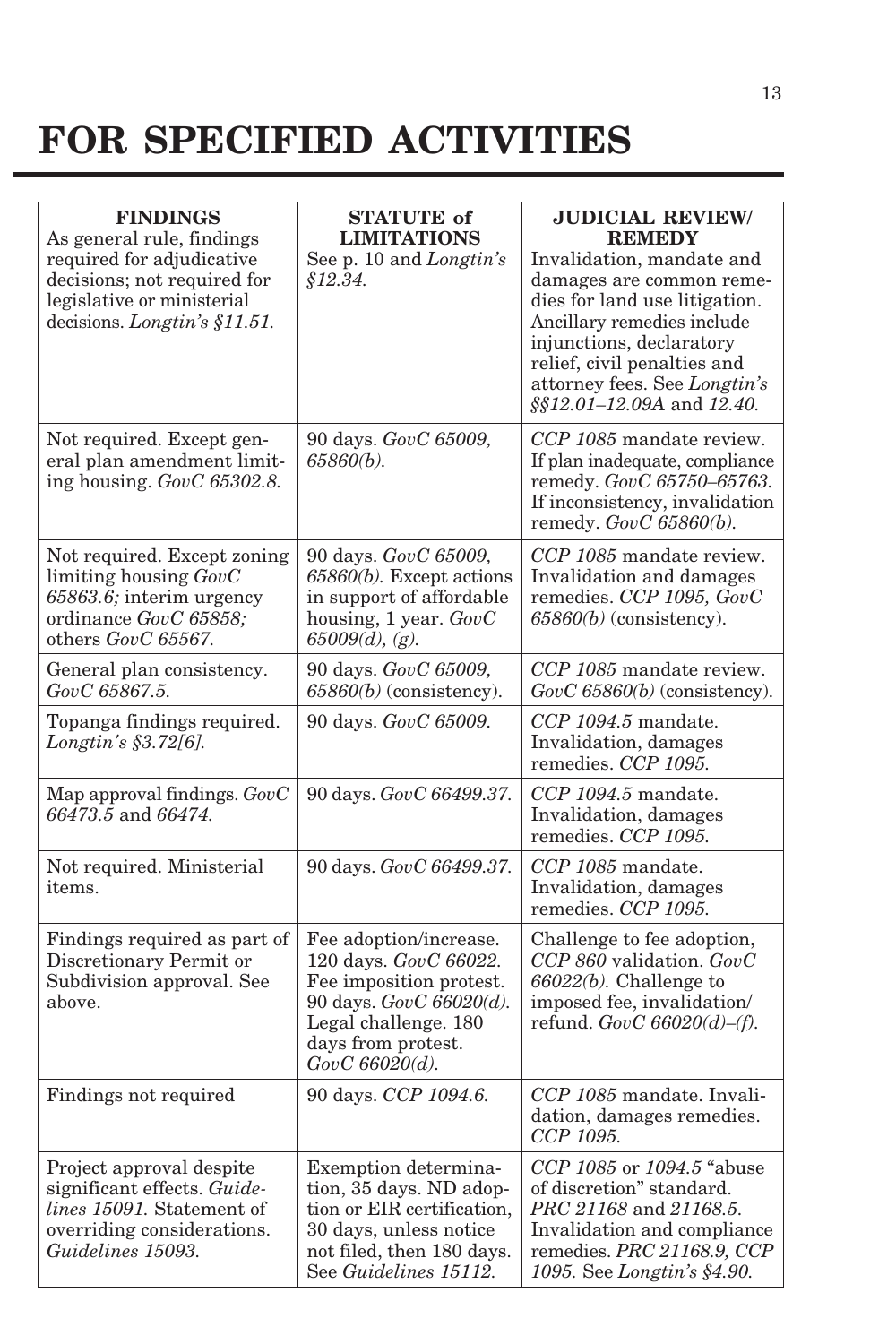# FOR SPECIFIED ACTIVITIES

| FINDINGS<br>As general rule, findings required for adjudicative decisions; not required for legislative or ministerial decisions. *Longtin's §11.51.* | STATUTE of LIMITATIONS<br>See p. 10 and *Longtin's §12.34.* | JUDICIAL REVIEW/ REMEDY<br>Invalidation, mandate and damages are common remedies for land use litigation. Ancillary remedies include injunctions, declaratory relief, civil penalties and attorney fees. See *Longtin's §§12.01–12.09A* and *12.40.* |
|---|---|---|
| Not required. Except general plan amendment limiting housing. *GovC 65302.8.* | 90 days. *GovC 65009, 65860(b).* | *CCP 1085* mandate review. If plan inadequate, compliance remedy. *GovC 65750–65763.* If inconsistency, invalidation remedy. *GovC 65860(b).* |
| Not required. Except zoning limiting housing *GovC 65863.6;* interim urgency ordinance *GovC 65858;* others *GovC 65567.* | 90 days. *GovC 65009, 65860(b).* Except actions in support of affordable housing, 1 year. *GovC 65009(d), (g).* | *CCP 1085* mandate review. Invalidation and damages remedies. *CCP 1095, GovC 65860(b)* (consistency). |
| General plan consistency. *GovC 65867.5.* | 90 days. *GovC 65009, 65860(b)* (consistency). | *CCP 1085* mandate review. *GovC 65860(b)* (consistency). |
| Topanga findings required. *Longtin's §3.72[6].* | 90 days. *GovC 65009.* | *CCP 1094.5* mandate. Invalidation, damages remedies. *CCP 1095.* |
| Map approval findings. *GovC 66473.5* and *66474.* | 90 days. *GovC 66499.37.* | *CCP 1094.5* mandate. Invalidation, damages remedies. *CCP 1095.* |
| Not required. Ministerial items. | 90 days. *GovC 66499.37.* | *CCP 1085* mandate. Invalidation, damages remedies. *CCP 1095.* |
| Findings required as part of Discretionary Permit or Subdivision approval. See above. | Fee adoption/increase. 120 days. *GovC 66022.* Fee imposition protest. 90 days. *GovC 66020(d).* Legal challenge. 180 days from protest. *GovC 66020(d).* | Challenge to fee adoption, *CCP 860* validation. *GovC 66022(b).* Challenge to imposed fee, invalidation/ refund. *GovC 66020(d)–(f).* |
| Findings not required | 90 days. *CCP 1094.6.* | *CCP 1085* mandate. Invalidation, damages remedies. *CCP 1095.* |
| Project approval despite significant effects. *Guidelines 15091.* Statement of overriding considerations. *Guidelines 15093.* | Exemption determination, 35 days. ND adoption or EIR certification, 30 days, unless notice not filed, then 180 days. See *Guidelines 15112.* | *CCP 1085* or *1094.5* "abuse of discretion" standard. *PRC 21168* and *21168.5.* Invalidation and compliance remedies. *PRC 21168.9, CCP 1095.* See *Longtin's §4.90.* |